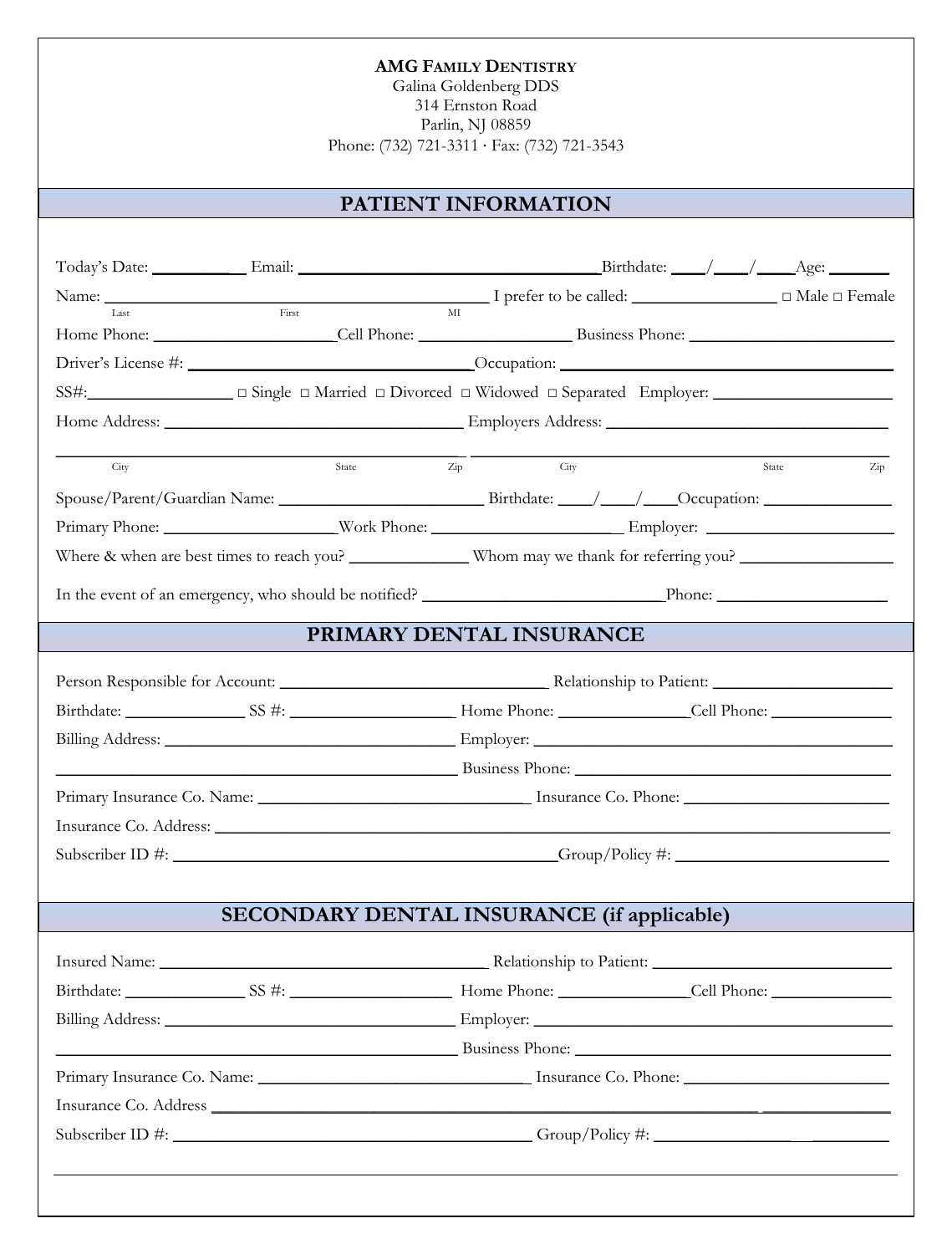**AMG FAMILY DENTISTRY**
Galina Goldenberg DDS
314 Ernston Road
Parlin, NJ 08859
Phone: (732) 721-3311 · Fax: (732) 721-3543

## PATIENT INFORMATION

Today's Date: ___________ Email: ______________________________________Birthdate: ____/____/____Age: _______

Name: _______________________________________________ I prefer to be called: _________________ □ Male □ Female
Last First MI

Home Phone: ______________________Cell Phone: __________________ Business Phone: _________________________

Driver's License #: ___________________________________Occupation: __________________________________________

SS#:_________________ □ Single □ Married □ Divorced □ Widowed □ Separated Employer: ______________________

Home Address: _____________________________________ Employers Address: ___________________________________

_______________________________________________ _______________________________________________
City State Zip City State Zip

Spouse/Parent/Guardian Name: _________________________ Birthdate: ____/____/____Occupation: ________________

Primary Phone: ____________________Work Phone: _______________________ Employer: _______________________

Where & when are best times to reach you? ______________ Whom may we thank for referring you? __________________

In the event of an emergency, who should be notified? ____________________________Phone: ____________________

## PRIMARY DENTAL INSURANCE

Person Responsible for Account: _________________________________ Relationship to Patient: _____________________

Birthdate: ______________ SS #: ____________________ Home Phone: ________________Cell Phone: _______________

Billing Address: ____________________________________ Employer: _____________________________________________

_________________________________________________ Business Phone: _______________________________________

Primary Insurance Co. Name: _________________________________ Insurance Co. Phone: _________________________

Insurance Co. Address: ___________________________________________________________________________________

Subscriber ID #: _______________________________________________Group/Policy #: _________________________

## SECONDARY DENTAL INSURANCE (if applicable)

Insured Name: __________________________________________ Relationship to Patient: _____________________________

Birthdate: ______________ SS #: ____________________ Home Phone: ________________Cell Phone: _______________

Billing Address: ____________________________________ Employer: _____________________________________________

_________________________________________________ Business Phone: _______________________________________

Primary Insurance Co. Name: _________________________________ Insurance Co. Phone: _________________________

Insurance Co. Address ____________________________________________________________________________________

Subscriber ID #: ____________________________________________ Group/Policy #: ____________________________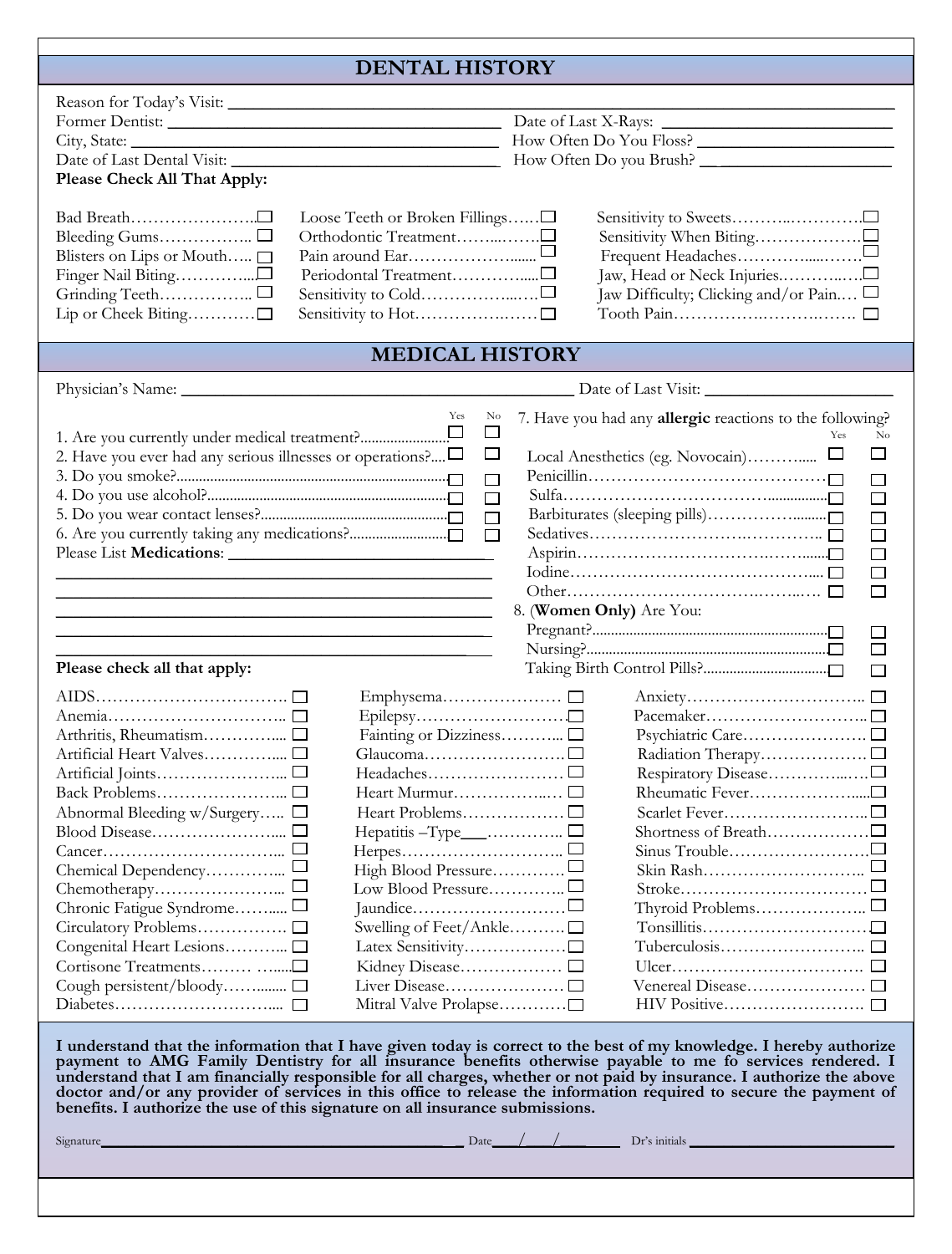## DENTAL HISTORY

Reason for Today's Visit: ____________________

Former Dentist: ____________________ Date of Last X-Rays: ____________________

City, State: ____________________ How Often Do You Floss? ____________________

Date of Last Dental Visit: ____________________ How Often Do you Brush? ____________________

**Please Check All That Apply:**

- Bad Breath ☐
- Bleeding Gums ☐
- Blisters on Lips or Mouth ☐
- Finger Nail Biting ☐
- Grinding Teeth ☐
- Lip or Cheek Biting ☐
- Loose Teeth or Broken Fillings ☐
- Orthodontic Treatment ☐
- Pain around Ear ☐
- Periodontal Treatment ☐
- Sensitivity to Cold ☐
- Sensitivity to Hot ☐
- Sensitivity to Sweets ☐
- Sensitivity When Biting ☐
- Frequent Headaches ☐
- Jaw, Head or Neck Injuries ☐
- Jaw Difficulty; Clicking and/or Pain ☐
- Tooth Pain ☐

## MEDICAL HISTORY

Physician's Name: ____________________ Date of Last Visit: ____________________

| | Yes | No |
|---|---|---|
| 1. Are you currently under medical treatment? | ☐ | ☐ |
| 2. Have you ever had any serious illnesses or operations? | ☐ | ☐ |
| 3. Do you smoke? | ☐ | ☐ |
| 4. Do you use alcohol? | ☐ | ☐ |
| 5. Do you wear contact lenses? | ☐ | ☐ |
| 6. Are you currently taking any medications? | ☐ | ☐ |

Please List **Medications**: ____________________

____________________

____________________

____________________

____________________

7. Have you had any **allergic** reactions to the following?

| | Yes | No |
|---|---|---|
| Local Anesthetics (eg. Novocain) | ☐ | ☐ |
| Penicillin | ☐ | ☐ |
| Sulfa | ☐ | ☐ |
| Barbiturates (sleeping pills) | ☐ | ☐ |
| Sedatives | ☐ | ☐ |
| Aspirin | ☐ | ☐ |
| Iodine | ☐ | ☐ |
| Other | ☐ | ☐ |

8. (**Women Only)** Are You:

| | Yes | No |
|---|---|---|
| Pregnant? | ☐ | ☐ |
| Nursing? | ☐ | ☐ |
| Taking Birth Control Pills? | ☐ | ☐ |

**Please check all that apply:**

- AIDS ☐
- Anemia ☐
- Arthritis, Rheumatism ☐
- Artificial Heart Valves ☐
- Artificial Joints ☐
- Back Problems ☐
- Abnormal Bleeding w/Surgery ☐
- Blood Disease ☐
- Cancer ☐
- Chemical Dependency ☐
- Chemotherapy ☐
- Chronic Fatigue Syndrome ☐
- Circulatory Problems ☐
- Congenital Heart Lesions ☐
- Cortisone Treatments ☐
- Cough persistent/bloody ☐
- Diabetes ☐
- Emphysema ☐
- Epilepsy ☐
- Fainting or Dizziness ☐
- Glaucoma ☐
- Headaches ☐
- Heart Murmur ☐
- Heart Problems ☐
- Hepatitis –Type___ ☐
- Herpes ☐
- High Blood Pressure ☐
- Low Blood Pressure ☐
- Jaundice ☐
- Swelling of Feet/Ankle ☐
- Latex Sensitivity ☐
- Kidney Disease ☐
- Liver Disease ☐
- Mitral Valve Prolapse ☐
- Anxiety ☐
- Pacemaker ☐
- Psychiatric Care ☐
- Radiation Therapy ☐
- Respiratory Disease ☐
- Rheumatic Fever ☐
- Scarlet Fever ☐
- Shortness of Breath ☐
- Sinus Trouble ☐
- Skin Rash ☐
- Stroke ☐
- Thyroid Problems ☐
- Tonsillitis ☐
- Tuberculosis ☐
- Ulcer ☐
- Venereal Disease ☐
- HIV Positive ☐

**I understand that the information that I have given today is correct to the best of my knowledge. I hereby authorize payment to AMG Family Dentistry for all insurance benefits otherwise payable to me fo services rendered. I understand that I am financially responsible for all charges, whether or not paid by insurance. I authorize the above doctor and/or any provider of services in this office to release the information required to secure the payment of benefits. I authorize the use of this signature on all insurance submissions.**

Signature____________________ Date___/___/___ Dr's initials ____________________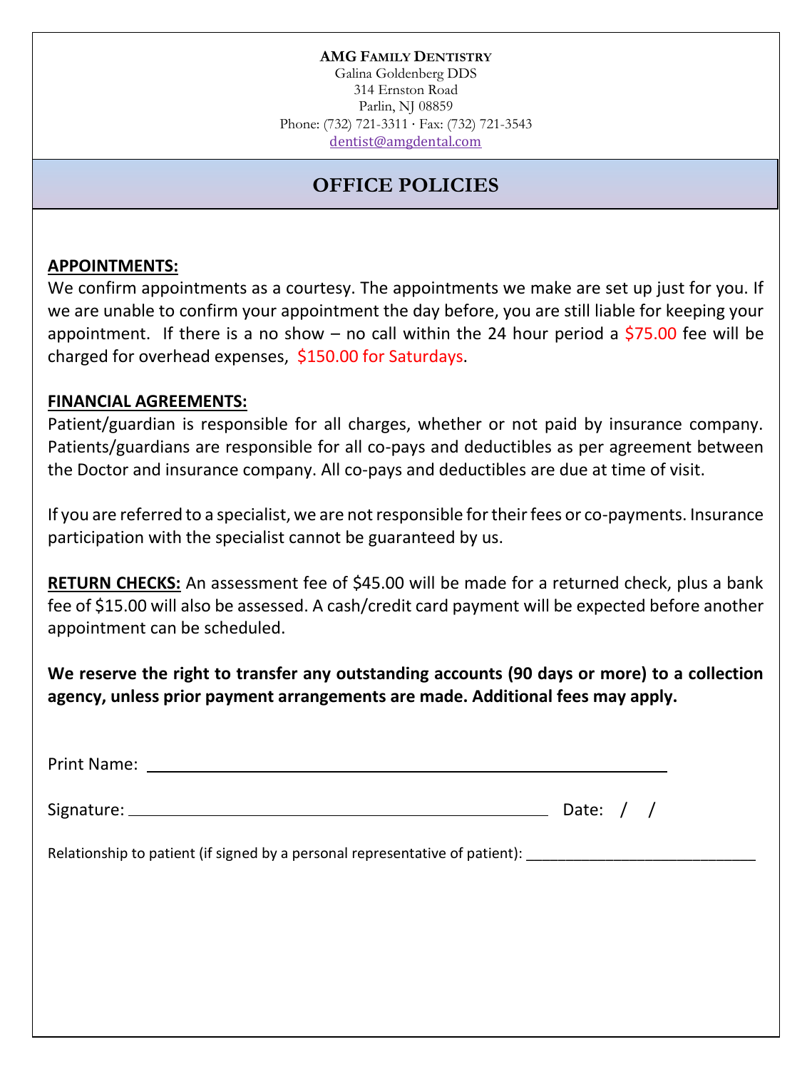**AMG FAMILY DENTISTRY**
Galina Goldenberg DDS
314 Ernston Road
Parlin, NJ 08859
Phone: (732) 721-3311 · Fax: (732) 721-3543
dentist@amgdental.com

# OFFICE POLICIES

**APPOINTMENTS:**

We confirm appointments as a courtesy. The appointments we make are set up just for you. If we are unable to confirm your appointment the day before, you are still liable for keeping your appointment. If there is a no show – no call within the 24 hour period a $75.00 fee will be charged for overhead expenses, $150.00 for Saturdays.

**FINANCIAL AGREEMENTS:**

Patient/guardian is responsible for all charges, whether or not paid by insurance company. Patients/guardians are responsible for all co-pays and deductibles as per agreement between the Doctor and insurance company. All co-pays and deductibles are due at time of visit.

If you are referred to a specialist, we are not responsible for their fees or co-payments. Insurance participation with the specialist cannot be guaranteed by us.

**RETURN CHECKS:** An assessment fee of $45.00 will be made for a returned check, plus a bank fee of $15.00 will also be assessed. A cash/credit card payment will be expected before another appointment can be scheduled.

**We reserve the right to transfer any outstanding accounts (90 days or more) to a collection agency, unless prior payment arrangements are made. Additional fees may apply.**

Print Name: ______________________________________________

Signature: ______________________________________ Date: / /

Relationship to patient (if signed by a personal representative of patient): ______________________________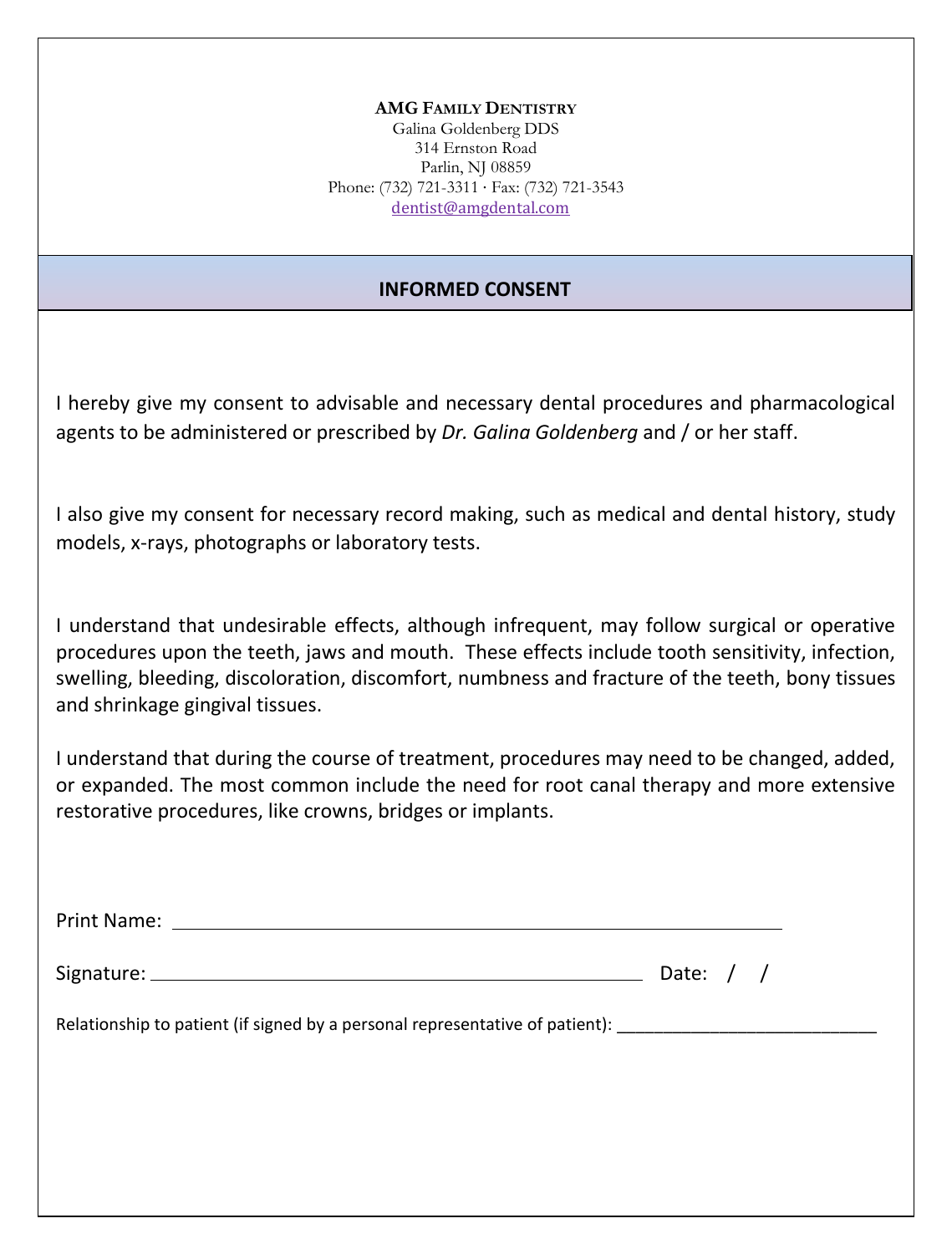**AMG FAMILY DENTISTRY**
Galina Goldenberg DDS
314 Ernston Road
Parlin, NJ 08859
Phone: (732) 721-3311 · Fax: (732) 721-3543
dentist@amgdental.com

## INFORMED CONSENT

I hereby give my consent to advisable and necessary dental procedures and pharmacological agents to be administered or prescribed by *Dr. Galina Goldenberg* and / or her staff.

I also give my consent for necessary record making, such as medical and dental history, study models, x-rays, photographs or laboratory tests.

I understand that undesirable effects, although infrequent, may follow surgical or operative procedures upon the teeth, jaws and mouth. These effects include tooth sensitivity, infection, swelling, bleeding, discoloration, discomfort, numbness and fracture of the teeth, bony tissues and shrinkage gingival tissues.

I understand that during the course of treatment, procedures may need to be changed, added, or expanded. The most common include the need for root canal therapy and more extensive restorative procedures, like crowns, bridges or implants.

Print Name: ______________________________________________________________

Signature: ______________________________________________ Date: / /

Relationship to patient (if signed by a personal representative of patient): ___________________________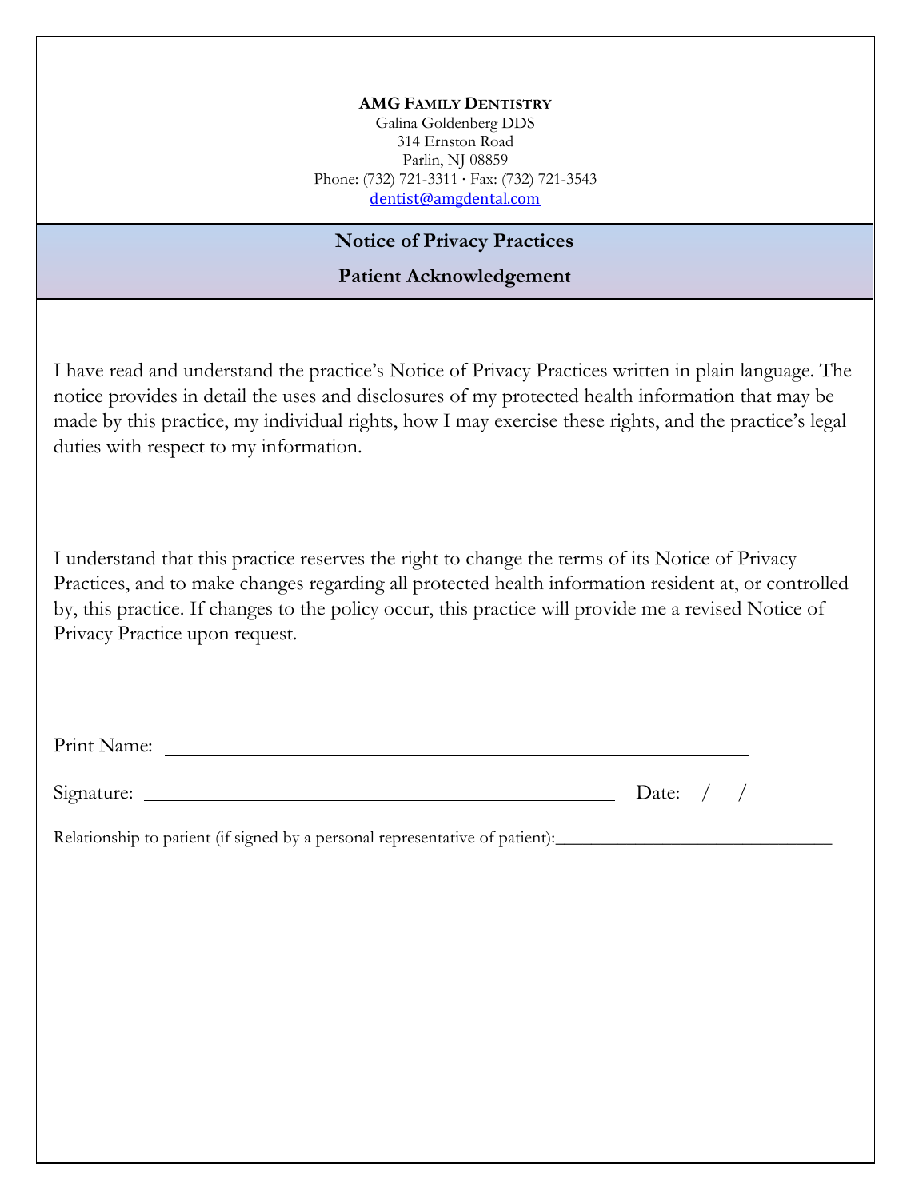**AMG FAMILY DENTISTRY**
Galina Goldenberg DDS
314 Ernston Road
Parlin, NJ 08859
Phone: (732) 721-3311 · Fax: (732) 721-3543
dentist@amgdental.com

## Notice of Privacy Practices

## Patient Acknowledgement

I have read and understand the practice's Notice of Privacy Practices written in plain language. The notice provides in detail the uses and disclosures of my protected health information that may be made by this practice, my individual rights, how I may exercise these rights, and the practice's legal duties with respect to my information.

I understand that this practice reserves the right to change the terms of its Notice of Privacy Practices, and to make changes regarding all protected health information resident at, or controlled by, this practice. If changes to the policy occur, this practice will provide me a revised Notice of Privacy Practice upon request.

Print Name: ________________________________________________

Signature: ________________________________________ Date: / /

Relationship to patient (if signed by a personal representative of patient):______________________________